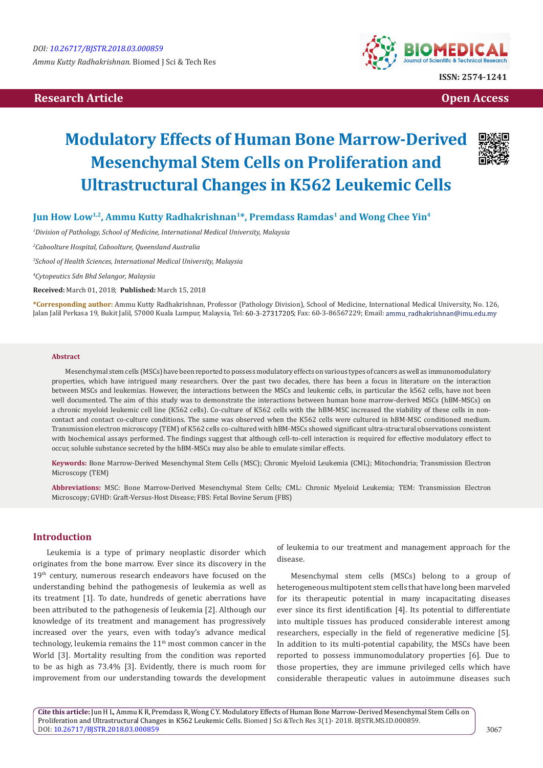DOI: 10.26717/BJSTR.2018.03.000859

*Ammu Kutty Radhakrishnan.* Biomed J Sci & Tech Res

ISSN: 2574-1241

**Research Article** | **Open Access**

# Modulatory Effects of Human Bone Marrow-Derived Mesenchymal Stem Cells on Proliferation and Ultrastructural Changes in K562 Leukemic Cells

**Jun How Low[1,2], Ammu Kutty Radhakrishnan[1]*, Premdass Ramdas[1] and Wong Chee Yin[4]**

[1]*Division of Pathology, School of Medicine, International Medical University, Malaysia*

[2]*Caboolture Hospital, Caboolture, Queensland Australia*

[3]*School of Health Sciences, International Medical University, Malaysia*

[4]*Cytopeutics Sdn Bhd Selangor, Malaysia*

**Received:** March 01, 2018; **Published:** March 15, 2018

***Corresponding author:** Ammu Kutty Radhakrishnan, Professor (Pathology Division), School of Medicine, International Medical University, No. 126, Jalan Jalil Perkasa 19, Bukit Jalil, 57000 Kuala Lumpur, Malaysia, Tel: 60-3-27317205; Fax: 60-3-86567229; Email: ammu_radhakrishnan@imu.edu.my

## Abstract

Mesenchymal stem cells (MSCs) have been reported to possess modulatory effects on various types of cancers as well as immunomodulatory properties, which have intrigued many researchers. Over the past two decades, there has been a focus in literature on the interaction between MSCs and leukemias. However, the interactions between the MSCs and leukemic cells, in particular the k562 cells, have not been well documented. The aim of this study was to demonstrate the interactions between human bone marrow-derived MSCs (hBM-MSCs) on a chronic myeloid leukemic cell line (K562 cells). Co-culture of K562 cells with the hBM-MSC increased the viability of these cells in non-contact and contact co-culture conditions. The same was observed when the K562 cells were cultured in hBM-MSC conditioned medium. Transmission electron microscopy (TEM) of K562 cells co-cultured with hBM-MSCs showed significant ultra-structural observations consistent with biochemical assays performed. The findings suggest that although cell-to-cell interaction is required for effective modulatory effect to occur, soluble substance secreted by the hBM-MSCs may also be able to emulate similar effects.

**Keywords:** Bone Marrow-Derived Mesenchymal Stem Cells (MSC); Chronic Myeloid Leukemia (CML); Mitochondria; Transmission Electron Microscopy (TEM)

**Abbreviations:** MSC: Bone Marrow-Derived Mesenchymal Stem Cells; CML: Chronic Myeloid Leukemia; TEM: Transmission Electron Microscopy; GVHD: Graft-Versus-Host Disease; FBS: Fetal Bovine Serum (FBS)

## Introduction

Leukemia is a type of primary neoplastic disorder which originates from the bone marrow. Ever since its discovery in the 19th century, numerous research endeavors have focused on the understanding behind the pathogenesis of leukemia as well as its treatment [1]. To date, hundreds of genetic aberrations have been attributed to the pathogenesis of leukemia [2]. Although our knowledge of its treatment and management has progressively increased over the years, even with today's advance medical technology, leukemia remains the 11th most common cancer in the World [3]. Mortality resulting from the condition was reported to be as high as 73.4% [3]. Evidently, there is much room for improvement from our understanding towards the development of leukemia to our treatment and management approach for the disease.

Mesenchymal stem cells (MSCs) belong to a group of heterogeneous multipotent stem cells that have long been marveled for its therapeutic potential in many incapacitating diseases ever since its first identification [4]. Its potential to differentiate into multiple tissues has produced considerable interest among researchers, especially in the field of regenerative medicine [5]. In addition to its multi-potential capability, the MSCs have been reported to possess immunomodulatory properties [6]. Due to those properties, they are immune privileged cells which have considerable therapeutic values in autoimmune diseases such

**Cite this article:** Jun H L, Ammu K R, Premdass R, Wong C Y. Modulatory Effects of Human Bone Marrow-Derived Mesenchymal Stem Cells on Proliferation and Ultrastructural Changes in K562 Leukemic Cells. Biomed J Sci &Tech Res 3(1)- 2018. BJSTR.MS.ID.000859. DOI: 10.26717/BJSTR.2018.03.000859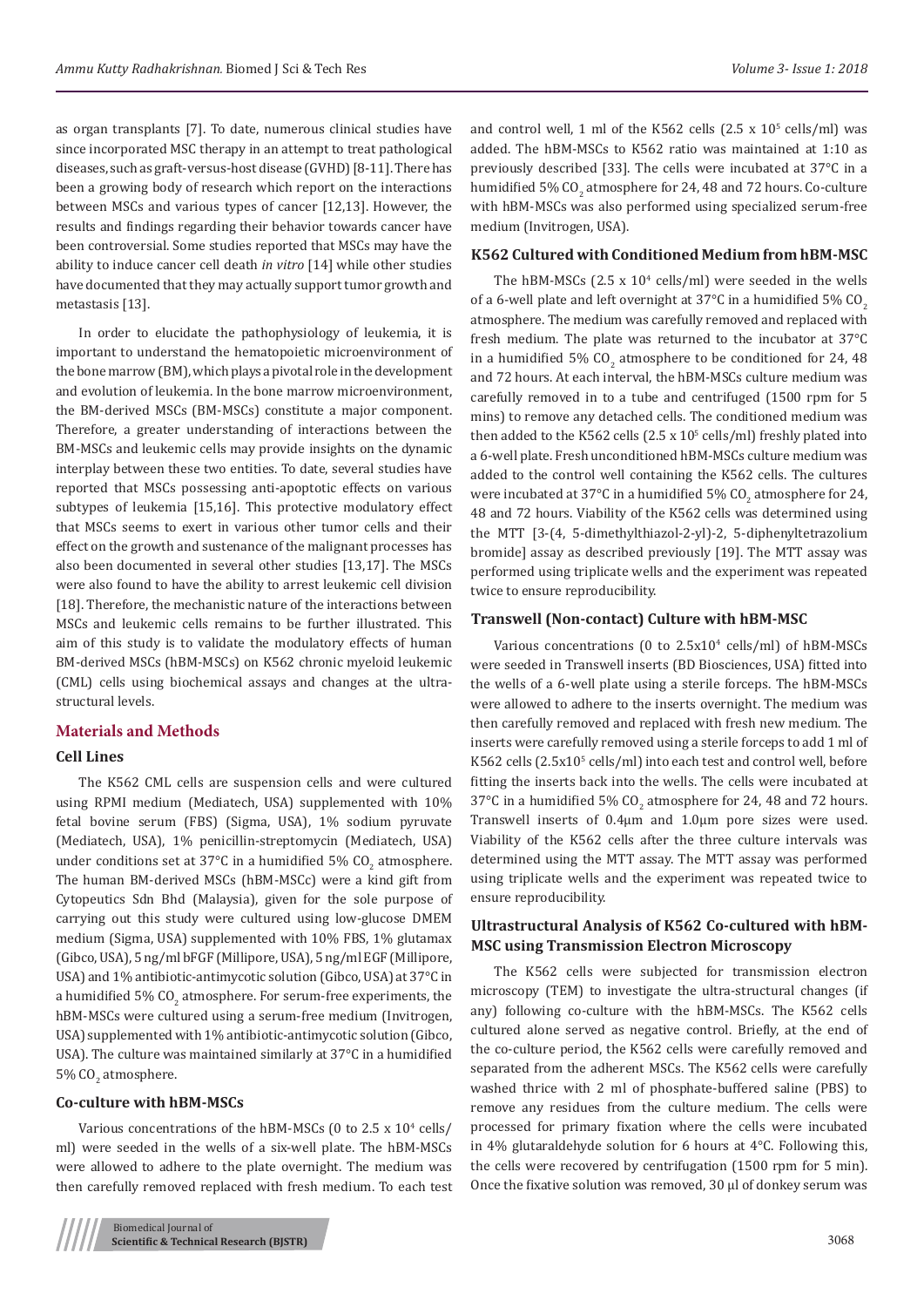as organ transplants [7]. To date, numerous clinical studies have since incorporated MSC therapy in an attempt to treat pathological diseases, such as graft-versus-host disease (GVHD) [8-11]. There has been a growing body of research which report on the interactions between MSCs and various types of cancer [12,13]. However, the results and findings regarding their behavior towards cancer have been controversial. Some studies reported that MSCs may have the ability to induce cancer cell death *in vitro* [14] while other studies have documented that they may actually support tumor growth and metastasis [13].

In order to elucidate the pathophysiology of leukemia, it is important to understand the hematopoietic microenvironment of the bone marrow (BM), which plays a pivotal role in the development and evolution of leukemia. In the bone marrow microenvironment, the BM-derived MSCs (BM-MSCs) constitute a major component. Therefore, a greater understanding of interactions between the BM-MSCs and leukemic cells may provide insights on the dynamic interplay between these two entities. To date, several studies have reported that MSCs possessing anti-apoptotic effects on various subtypes of leukemia [15,16]. This protective modulatory effect that MSCs seems to exert in various other tumor cells and their effect on the growth and sustenance of the malignant processes has also been documented in several other studies [13,17]. The MSCs were also found to have the ability to arrest leukemic cell division [18]. Therefore, the mechanistic nature of the interactions between MSCs and leukemic cells remains to be further illustrated. This aim of this study is to validate the modulatory effects of human BM-derived MSCs (hBM-MSCs) on K562 chronic myeloid leukemic (CML) cells using biochemical assays and changes at the ultra-structural levels.

## Materials and Methods

### Cell Lines

The K562 CML cells are suspension cells and were cultured using RPMI medium (Mediatech, USA) supplemented with 10% fetal bovine serum (FBS) (Sigma, USA), 1% sodium pyruvate (Mediatech, USA), 1% penicillin-streptomycin (Mediatech, USA) under conditions set at 37°C in a humidified 5% $CO_2$ atmosphere. The human BM-derived MSCs (hBM-MSCc) were a kind gift from Cytopeutics Sdn Bhd (Malaysia), given for the sole purpose of carrying out this study were cultured using low-glucose DMEM medium (Sigma, USA) supplemented with 10% FBS, 1% glutamax (Gibco, USA), 5 ng/ml bFGF (Millipore, USA), 5 ng/ml EGF (Millipore, USA) and 1% antibiotic-antimycotic solution (Gibco, USA) at 37°C in a humidified 5% $CO_2$ atmosphere. For serum-free experiments, the hBM-MSCs were cultured using a serum-free medium (Invitrogen, USA) supplemented with 1% antibiotic-antimycotic solution (Gibco, USA). The culture was maintained similarly at 37°C in a humidified 5% $CO_2$ atmosphere.

### Co-culture with hBM-MSCs

Various concentrations of the hBM-MSCs (0 to 2.5 x $10^4$ cells/ml) were seeded in the wells of a six-well plate. The hBM-MSCs were allowed to adhere to the plate overnight. The medium was then carefully removed replaced with fresh medium. To each test and control well, 1 ml of the K562 cells (2.5 x $10^5$ cells/ml) was added. The hBM-MSCs to K562 ratio was maintained at 1:10 as previously described [33]. The cells were incubated at 37°C in a humidified 5% $CO_2$ atmosphere for 24, 48 and 72 hours. Co-culture with hBM-MSCs was also performed using specialized serum-free medium (Invitrogen, USA).

### K562 Cultured with Conditioned Medium from hBM-MSC

The hBM-MSCs (2.5 x $10^4$ cells/ml) were seeded in the wells of a 6-well plate and left overnight at 37°C in a humidified 5% $CO_2$ atmosphere. The medium was carefully removed and replaced with fresh medium. The plate was returned to the incubator at 37°C in a humidified 5% $CO_2$ atmosphere to be conditioned for 24, 48 and 72 hours. At each interval, the hBM-MSCs culture medium was carefully removed in to a tube and centrifuged (1500 rpm for 5 mins) to remove any detached cells. The conditioned medium was then added to the K562 cells (2.5 x $10^5$ cells/ml) freshly plated into a 6-well plate. Fresh unconditioned hBM-MSCs culture medium was added to the control well containing the K562 cells. The cultures were incubated at 37°C in a humidified 5% $CO_2$ atmosphere for 24, 48 and 72 hours. Viability of the K562 cells was determined using the MTT [3-(4, 5-dimethylthiazol-2-yl)-2, 5-diphenyltetrazolium bromide] assay as described previously [19]. The MTT assay was performed using triplicate wells and the experiment was repeated twice to ensure reproducibility.

### Transwell (Non-contact) Culture with hBM-MSC

Various concentrations (0 to 2.5x$10^4$ cells/ml) of hBM-MSCs were seeded in Transwell inserts (BD Biosciences, USA) fitted into the wells of a 6-well plate using a sterile forceps. The hBM-MSCs were allowed to adhere to the inserts overnight. The medium was then carefully removed and replaced with fresh new medium. The inserts were carefully removed using a sterile forceps to add 1 ml of K562 cells (2.5x$10^5$ cells/ml) into each test and control well, before fitting the inserts back into the wells. The cells were incubated at 37°C in a humidified 5% $CO_2$ atmosphere for 24, 48 and 72 hours. Transwell inserts of 0.4µm and 1.0µm pore sizes were used. Viability of the K562 cells after the three culture intervals was determined using the MTT assay. The MTT assay was performed using triplicate wells and the experiment was repeated twice to ensure reproducibility.

### Ultrastructural Analysis of K562 Co-cultured with hBM-MSC using Transmission Electron Microscopy

The K562 cells were subjected for transmission electron microscopy (TEM) to investigate the ultra-structural changes (if any) following co-culture with the hBM-MSCs. The K562 cells cultured alone served as negative control. Briefly, at the end of the co-culture period, the K562 cells were carefully removed and separated from the adherent MSCs. The K562 cells were carefully washed thrice with 2 ml of phosphate-buffered saline (PBS) to remove any residues from the culture medium. The cells were processed for primary fixation where the cells were incubated in 4% glutaraldehyde solution for 6 hours at 4°C. Following this, the cells were recovered by centrifugation (1500 rpm for 5 min). Once the fixative solution was removed, 30 µl of donkey serum was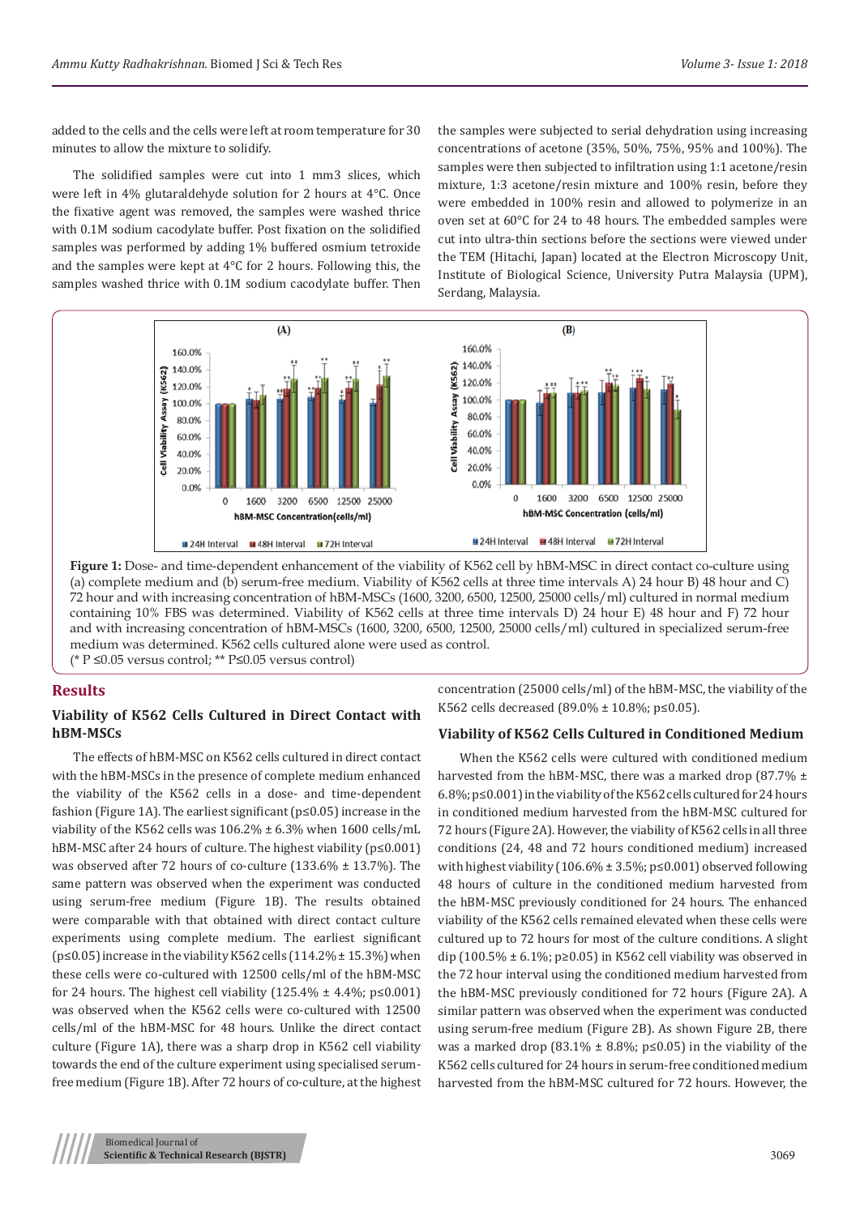added to the cells and the cells were left at room temperature for 30 minutes to allow the mixture to solidify.

The solidified samples were cut into 1 mm3 slices, which were left in 4% glutaraldehyde solution for 2 hours at 4°C. Once the fixative agent was removed, the samples were washed thrice with 0.1M sodium cacodylate buffer. Post fixation on the solidified samples was performed by adding 1% buffered osmium tetroxide and the samples were kept at 4°C for 2 hours. Following this, the samples washed thrice with 0.1M sodium cacodylate buffer. Then the samples were subjected to serial dehydration using increasing concentrations of acetone (35%, 50%, 75%, 95% and 100%). The samples were then subjected to infiltration using 1:1 acetone/resin mixture, 1:3 acetone/resin mixture and 100% resin, before they were embedded in 100% resin and allowed to polymerize in an oven set at 60°C for 24 to 48 hours. The embedded samples were cut into ultra-thin sections before the sections were viewed under the TEM (Hitachi, Japan) located at the Electron Microscopy Unit, Institute of Biological Science, University Putra Malaysia (UPM), Serdang, Malaysia.

**Figure 1:** Dose- and time-dependent enhancement of the viability of K562 cell by hBM-MSC in direct contact co-culture using (a) complete medium and (b) serum-free medium. Viability of K562 cells at three time intervals A) 24 hour B) 48 hour and C) 72 hour and with increasing concentration of hBM-MSCs (1600, 3200, 6500, 12500, 25000 cells/ml) cultured in normal medium containing 10% FBS was determined. Viability of K562 cells at three time intervals D) 24 hour E) 48 hour and F) 72 hour and with increasing concentration of hBM-MSCs (1600, 3200, 6500, 12500, 25000 cells/ml) cultured in specialized serum-free medium was determined. K562 cells cultured alone were used as control.
(* P ≤0.05 versus control; ** P≤0.05 versus control)

## Results

### Viability of K562 Cells Cultured in Direct Contact with hBM-MSCs

The effects of hBM-MSC on K562 cells cultured in direct contact with the hBM-MSCs in the presence of complete medium enhanced the viability of the K562 cells in a dose- and time-dependent fashion (Figure 1A). The earliest significant (p≤0.05) increase in the viability of the K562 cells was 106.2% ± 6.3% when 1600 cells/mL hBM-MSC after 24 hours of culture. The highest viability (p≤0.001) was observed after 72 hours of co-culture (133.6% ± 13.7%). The same pattern was observed when the experiment was conducted using serum-free medium (Figure 1B). The results obtained were comparable with that obtained with direct contact culture experiments using complete medium. The earliest significant (p≤0.05) increase in the viability K562 cells (114.2% ± 15.3%) when these cells were co-cultured with 12500 cells/ml of the hBM-MSC for 24 hours. The highest cell viability (125.4% ± 4.4%; p≤0.001) was observed when the K562 cells were co-cultured with 12500 cells/ml of the hBM-MSC for 48 hours. Unlike the direct contact culture (Figure 1A), there was a sharp drop in K562 cell viability towards the end of the culture experiment using specialised serum-free medium (Figure 1B). After 72 hours of co-culture, at the highest concentration (25000 cells/ml) of the hBM-MSC, the viability of the K562 cells decreased (89.0% ± 10.8%; p≤0.05).

### Viability of K562 Cells Cultured in Conditioned Medium

When the K562 cells were cultured with conditioned medium harvested from the hBM-MSC, there was a marked drop (87.7% ± 6.8%; p≤0.001) in the viability of the K562 cells cultured for 24 hours in conditioned medium harvested from the hBM-MSC cultured for 72 hours (Figure 2A). However, the viability of K562 cells in all three conditions (24, 48 and 72 hours conditioned medium) increased with highest viability (106.6% ± 3.5%; p≤0.001) observed following 48 hours of culture in the conditioned medium harvested from the hBM-MSC previously conditioned for 24 hours. The enhanced viability of the K562 cells remained elevated when these cells were cultured up to 72 hours for most of the culture conditions. A slight dip (100.5% ± 6.1%; p≥0.05) in K562 cell viability was observed in the 72 hour interval using the conditioned medium harvested from the hBM-MSC previously conditioned for 72 hours (Figure 2A). A similar pattern was observed when the experiment was conducted using serum-free medium (Figure 2B). As shown Figure 2B, there was a marked drop (83.1% ± 8.8%; p≤0.05) in the viability of the K562 cells cultured for 24 hours in serum-free conditioned medium harvested from the hBM-MSC cultured for 72 hours. However, the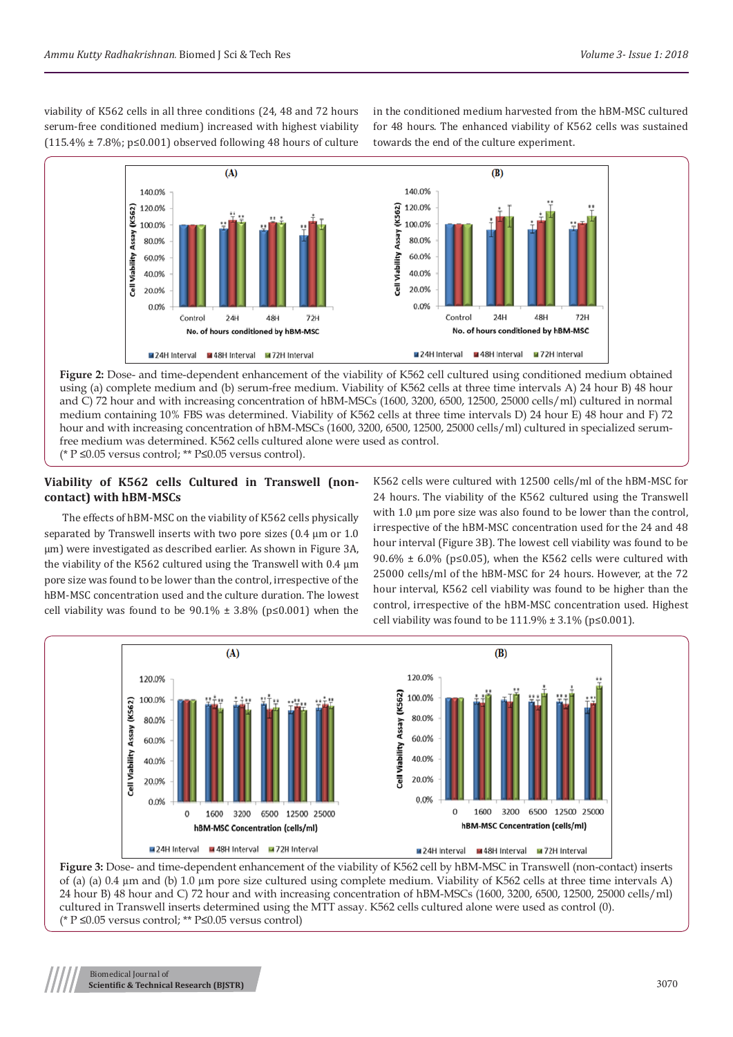viability of K562 cells in all three conditions (24, 48 and 72 hours serum-free conditioned medium) increased with highest viability (115.4% ± 7.8%; p≤0.001) observed following 48 hours of culture in the conditioned medium harvested from the hBM-MSC cultured for 48 hours. The enhanced viability of K562 cells was sustained towards the end of the culture experiment.

**Figure 2:** Dose- and time-dependent enhancement of the viability of K562 cell cultured using conditioned medium obtained using (a) complete medium and (b) serum-free medium. Viability of K562 cells at three time intervals A) 24 hour B) 48 hour and C) 72 hour and with increasing concentration of hBM-MSCs (1600, 3200, 6500, 12500, 25000 cells/ml) cultured in normal medium containing 10% FBS was determined. Viability of K562 cells at three time intervals D) 24 hour E) 48 hour and F) 72 hour and with increasing concentration of hBM-MSCs (1600, 3200, 6500, 12500, 25000 cells/ml) cultured in specialized serum-free medium was determined. K562 cells cultured alone were used as control.
(* P ≤0.05 versus control; ** P≤0.05 versus control).

### Viability of K562 cells Cultured in Transwell (non-contact) with hBM-MSCs

The effects of hBM-MSC on the viability of K562 cells physically separated by Transwell inserts with two pore sizes (0.4 µm or 1.0 µm) were investigated as described earlier. As shown in Figure 3A, the viability of the K562 cultured using the Transwell with 0.4 µm pore size was found to be lower than the control, irrespective of the hBM-MSC concentration used and the culture duration. The lowest cell viability was found to be 90.1% ± 3.8% (p≤0.001) when the K562 cells were cultured with 12500 cells/ml of the hBM-MSC for 24 hours. The viability of the K562 cultured using the Transwell with 1.0 µm pore size was also found to be lower than the control, irrespective of the hBM-MSC concentration used for the 24 and 48 hour interval (Figure 3B). The lowest cell viability was found to be 90.6% ± 6.0% (p≤0.05), when the K562 cells were cultured with 25000 cells/ml of the hBM-MSC for 24 hours. However, at the 72 hour interval, K562 cell viability was found to be higher than the control, irrespective of the hBM-MSC concentration used. Highest cell viability was found to be 111.9% ± 3.1% (p≤0.001).

**Figure 3:** Dose- and time-dependent enhancement of the viability of K562 cell by hBM-MSC in Transwell (non-contact) inserts of (a) (a) 0.4 µm and (b) 1.0 µm pore size cultured using complete medium. Viability of K562 cells at three time intervals A) 24 hour B) 48 hour and C) 72 hour and with increasing concentration of hBM-MSCs (1600, 3200, 6500, 12500, 25000 cells/ml) cultured in Transwell inserts determined using the MTT assay. K562 cells cultured alone were used as control (0).
(* P ≤0.05 versus control; ** P≤0.05 versus control)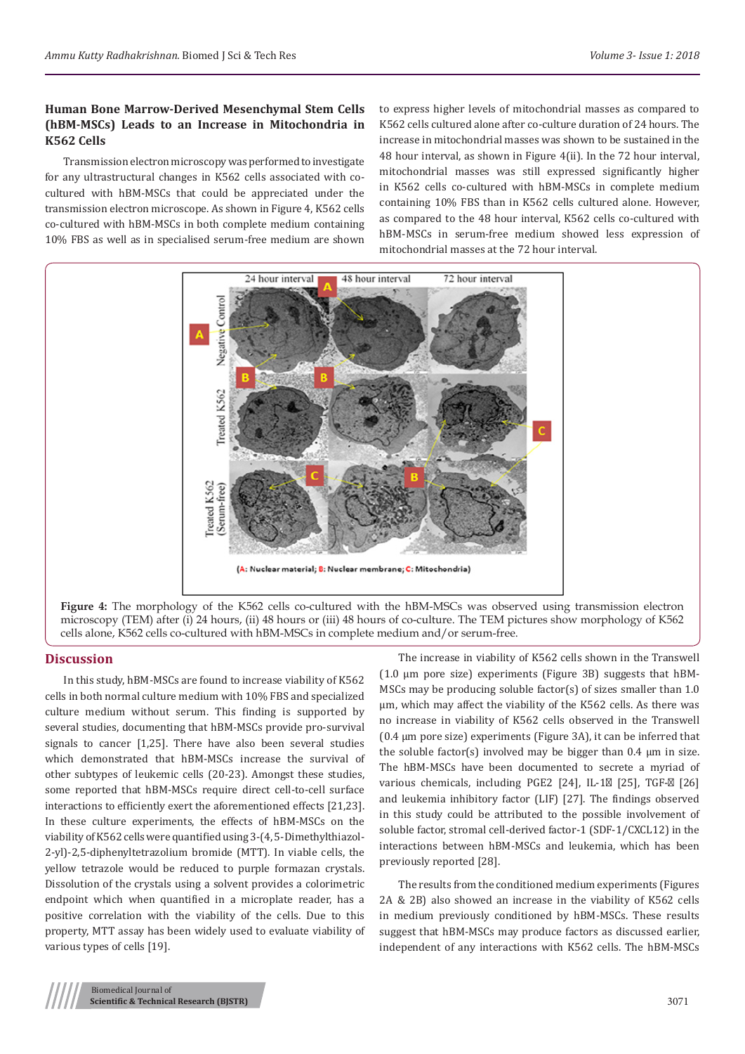### Human Bone Marrow-Derived Mesenchymal Stem Cells (hBM-MSCs) Leads to an Increase in Mitochondria in K562 Cells

Transmission electron microscopy was performed to investigate for any ultrastructural changes in K562 cells associated with co-cultured with hBM-MSCs that could be appreciated under the transmission electron microscope. As shown in Figure 4, K562 cells co-cultured with hBM-MSCs in both complete medium containing 10% FBS as well as in specialised serum-free medium are shown to express higher levels of mitochondrial masses as compared to K562 cells cultured alone after co-culture duration of 24 hours. The increase in mitochondrial masses was shown to be sustained in the 48 hour interval, as shown in Figure 4(ii). In the 72 hour interval, mitochondrial masses was still expressed significantly higher in K562 cells co-cultured with hBM-MSCs in complete medium containing 10% FBS than in K562 cells cultured alone. However, as compared to the 48 hour interval, K562 cells co-cultured with hBM-MSCs in serum-free medium showed less expression of mitochondrial masses at the 72 hour interval.

**Figure 4:** The morphology of the K562 cells co-cultured with the hBM-MSCs was observed using transmission electron microscopy (TEM) after (i) 24 hours, (ii) 48 hours or (iii) 48 hours of co-culture. The TEM pictures show morphology of K562 cells alone, K562 cells co-cultured with hBM-MSCs in complete medium and/or serum-free.

## Discussion

In this study, hBM-MSCs are found to increase viability of K562 cells in both normal culture medium with 10% FBS and specialized culture medium without serum. This finding is supported by several studies, documenting that hBM-MSCs provide pro-survival signals to cancer [1,25]. There have also been several studies which demonstrated that hBM-MSCs increase the survival of other subtypes of leukemic cells (20-23). Amongst these studies, some reported that hBM-MSCs require direct cell-to-cell surface interactions to efficiently exert the aforementioned effects [21,23]. In these culture experiments, the effects of hBM-MSCs on the viability of K562 cells were quantified using 3-(4,5-Dimethylthiazol-2-yl)-2,5-diphenyltetrazolium bromide (MTT). In viable cells, the yellow tetrazole would be reduced to purple formazan crystals. Dissolution of the crystals using a solvent provides a colorimetric endpoint which when quantified in a microplate reader, has a positive correlation with the viability of the cells. Due to this property, MTT assay has been widely used to evaluate viability of various types of cells [19].

The increase in viability of K562 cells shown in the Transwell (1.0 µm pore size) experiments (Figure 3B) suggests that hBM-MSCs may be producing soluble factor(s) of sizes smaller than 1.0 µm, which may affect the viability of the K562 cells. As there was no increase in viability of K562 cells observed in the Transwell (0.4 µm pore size) experiments (Figure 3A), it can be inferred that the soluble factor(s) involved may be bigger than 0.4 µm in size. The hBM-MSCs have been documented to secrete a myriad of various chemicals, including PGE2 [24], IL-1β [25], TGF-β [26] and leukemia inhibitory factor (LIF) [27]. The findings observed in this study could be attributed to the possible involvement of soluble factor, stromal cell-derived factor-1 (SDF-1/CXCL12) in the interactions between hBM-MSCs and leukemia, which has been previously reported [28].

The results from the conditioned medium experiments (Figures 2A & 2B) also showed an increase in the viability of K562 cells in medium previously conditioned by hBM-MSCs. These results suggest that hBM-MSCs may produce factors as discussed earlier, independent of any interactions with K562 cells. The hBM-MSCs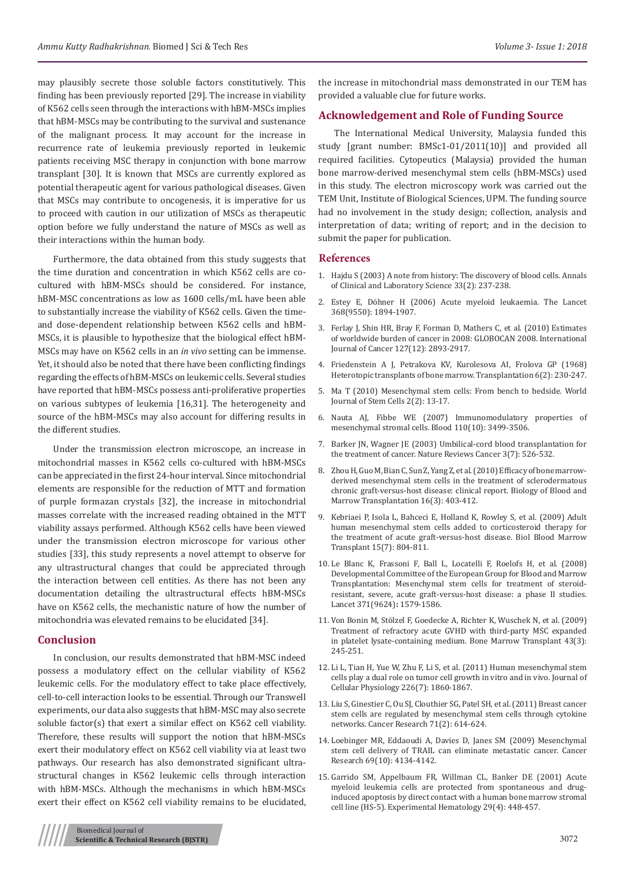may plausibly secrete those soluble factors constitutively. This finding has been previously reported [29]. The increase in viability of K562 cells seen through the interactions with hBM-MSCs implies that hBM-MSCs may be contributing to the survival and sustenance of the malignant process. It may account for the increase in recurrence rate of leukemia previously reported in leukemic patients receiving MSC therapy in conjunction with bone marrow transplant [30]. It is known that MSCs are currently explored as potential therapeutic agent for various pathological diseases. Given that MSCs may contribute to oncogenesis, it is imperative for us to proceed with caution in our utilization of MSCs as therapeutic option before we fully understand the nature of MSCs as well as their interactions within the human body.

Furthermore, the data obtained from this study suggests that the time duration and concentration in which K562 cells are co-cultured with hBM-MSCs should be considered. For instance, hBM-MSC concentrations as low as 1600 cells/mL have been able to substantially increase the viability of K562 cells. Given the time- and dose-dependent relationship between K562 cells and hBM-MSCs, it is plausible to hypothesize that the biological effect hBM-MSCs may have on K562 cells in an *in vivo* setting can be immense. Yet, it should also be noted that there have been conflicting findings regarding the effects of hBM-MSCs on leukemic cells. Several studies have reported that hBM-MSCs possess anti-proliferative properties on various subtypes of leukemia [16,31]. The heterogeneity and source of the hBM-MSCs may also account for differing results in the different studies.

Under the transmission electron microscope, an increase in mitochondrial masses in K562 cells co-cultured with hBM-MSCs can be appreciated in the first 24-hour interval. Since mitochondrial elements are responsible for the reduction of MTT and formation of purple formazan crystals [32], the increase in mitochondrial masses correlate with the increased reading obtained in the MTT viability assays performed. Although K562 cells have been viewed under the transmission electron microscope for various other studies [33], this study represents a novel attempt to observe for any ultrastructural changes that could be appreciated through the interaction between cell entities. As there has not been any documentation detailing the ultrastructural effects hBM-MSCs have on K562 cells, the mechanistic nature of how the number of mitochondria was elevated remains to be elucidated [34].

## Conclusion

In conclusion, our results demonstrated that hBM-MSC indeed possess a modulatory effect on the cellular viability of K562 leukemic cells. For the modulatory effect to take place effectively, cell-to-cell interaction looks to be essential. Through our Transwell experiments, our data also suggests that hBM-MSC may also secrete soluble factor(s) that exert a similar effect on K562 cell viability. Therefore, these results will support the notion that hBM-MSCs exert their modulatory effect on K562 cell viability via at least two pathways. Our research has also demonstrated significant ultra-structural changes in K562 leukemic cells through interaction with hBM-MSCs. Although the mechanisms in which hBM-MSCs exert their effect on K562 cell viability remains to be elucidated, the increase in mitochondrial mass demonstrated in our TEM has provided a valuable clue for future works.

## Acknowledgement and Role of Funding Source

The International Medical University, Malaysia funded this study [grant number: BMSc1-01/2011(10)] and provided all required facilities. Cytopeutics (Malaysia) provided the human bone marrow-derived mesenchymal stem cells (hBM-MSCs) used in this study. The electron microscopy work was carried out the TEM Unit, Institute of Biological Sciences, UPM. The funding source had no involvement in the study design; collection, analysis and interpretation of data; writing of report; and in the decision to submit the paper for publication.

## References

1. Hajdu S (2003) A note from history: The discovery of blood cells. Annals of Clinical and Laboratory Science 33(2): 237-238.
2. Estey E, Döhner H (2006) Acute myeloid leukaemia. The Lancet 368(9550): 1894-1907.
3. Ferlay J, Shin HR, Bray F, Forman D, Mathers C, et al. (2010) Estimates of worldwide burden of cancer in 2008: GLOBOCAN 2008. International Journal of Cancer 127(12): 2893-2917.
4. Friedenstein A J, Petrakova KV, Kurolesova AI, Frolova GP (1968) Heterotopic transplants of bone marrow. Transplantation 6(2): 230-247.
5. Ma T (2010) Mesenchymal stem cells: From bench to bedside. World Journal of Stem Cells 2(2): 13-17.
6. Nauta AJ, Fibbe WE (2007) Immunomodulatory properties of mesenchymal stromal cells. Blood 110(10): 3499-3506.
7. Barker JN, Wagner JE (2003) Umbilical-cord blood transplantation for the treatment of cancer. Nature Reviews Cancer 3(7): 526-532.
8. Zhou H, Guo M, Bian C, Sun Z, Yang Z, et al. (2010) Efficacy of bone marrow-derived mesenchymal stem cells in the treatment of sclerodermatous chronic graft-versus-host disease: clinical report. Biology of Blood and Marrow Transplantation 16(3): 403-412.
9. Kebriaei P, Isola L, Bahceci E, Holland K, Rowley S, et al. (2009) Adult human mesenchymal stem cells added to corticosteroid therapy for the treatment of acute graft-versus-host disease. Biol Blood Marrow Transplant 15(7): 804-811.
10. Le Blanc K, Frassoni F, Ball L, Locatelli F, Roelofs H, et al. (2008) Developmental Committee of the European Group for Blood and Marrow Transplantation: Mesenchymal stem cells for treatment of steroid-resistant, severe, acute graft-versus-host disease: a phase II studies. Lancet 371(9624)**:** 1579-1586.
11. Von Bonin M, Stölzel F, Goedecke A, Richter K, Wuschek N, et al. (2009) Treatment of refractory acute GVHD with third-party MSC expanded in platelet lysate-containing medium. Bone Marrow Transplant 43(3): 245-251.
12. Li L, Tian H, Yue W, Zhu F, Li S, et al. (2011) Human mesenchymal stem cells play a dual role on tumor cell growth in vitro and in vivo. Journal of Cellular Physiology 226(7): 1860-1867.
13. Liu S, Ginestier C, Ou SJ, Clouthier SG, Patel SH, et al. (2011) Breast cancer stem cells are regulated by mesenchymal stem cells through cytokine networks. Cancer Research 71(2): 614-624.
14. Loebinger MR, Eddaoudi A, Davies D, Janes SM (2009) Mesenchymal stem cell delivery of TRAIL can eliminate metastatic cancer. Cancer Research 69(10): 4134-4142.
15. Garrido SM, Appelbaum FR, Willman CL, Banker DE (2001) Acute myeloid leukemia cells are protected from spontaneous and drug-induced apoptosis by direct contact with a human bone marrow stromal cell line (HS-5). Experimental Hematology 29(4): 448-457.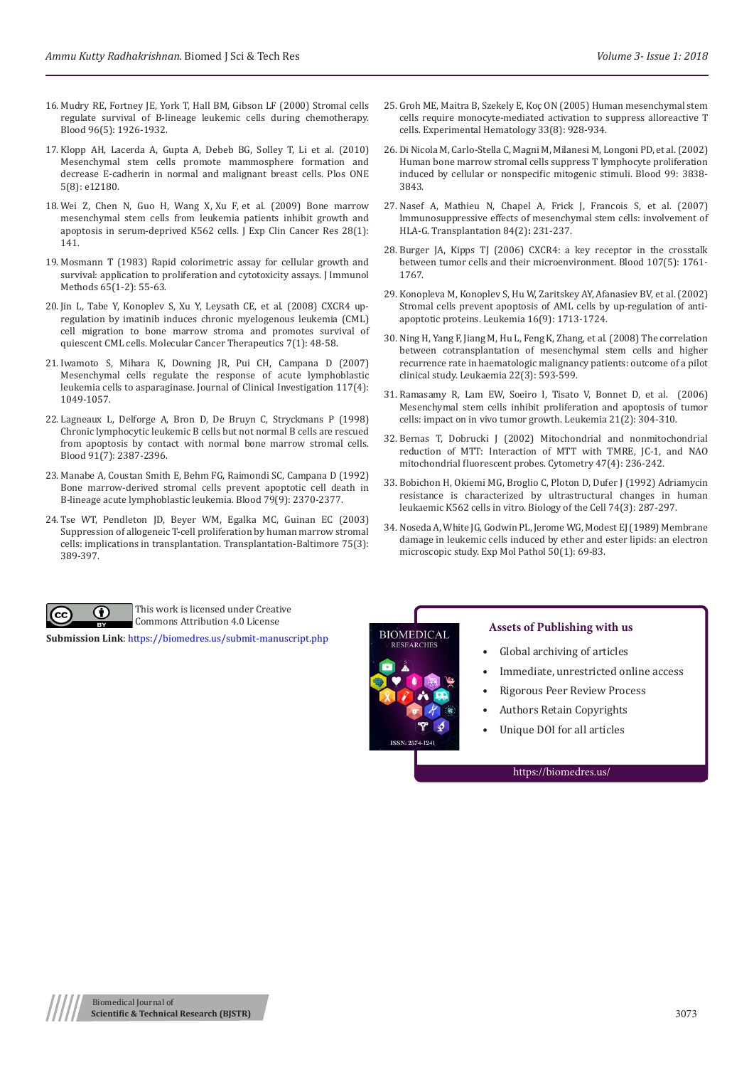16. Mudry RE, Fortney JE, York T, Hall BM, Gibson LF (2000) Stromal cells regulate survival of B-lineage leukemic cells during chemotherapy. Blood 96(5): 1926-1932.
17. Klopp AH, Lacerda A, Gupta A, Debeb BG, Solley T, Li et al. (2010) Mesenchymal stem cells promote mammosphere formation and decrease E-cadherin in normal and malignant breast cells. Plos ONE 5(8): e12180.
18. Wei Z, Chen N, Guo H, Wang X, Xu F, et al. (2009) Bone marrow mesenchymal stem cells from leukemia patients inhibit growth and apoptosis in serum-deprived K562 cells. J Exp Clin Cancer Res 28(1): 141.
19. Mosmann T (1983) Rapid colorimetric assay for cellular growth and survival: application to proliferation and cytotoxicity assays. J Immunol Methods 65(1-2): 55-63.
20. Jin L, Tabe Y, Konoplev S, Xu Y, Leysath CE, et al. (2008) CXCR4 up-regulation by imatinib induces chronic myelogenous leukemia (CML) cell migration to bone marrow stroma and promotes survival of quiescent CML cells. Molecular Cancer Therapeutics 7(1): 48-58.
21. Iwamoto S, Mihara K, Downing JR, Pui CH, Campana D (2007) Mesenchymal cells regulate the response of acute lymphoblastic leukemia cells to asparaginase. Journal of Clinical Investigation 117(4): 1049-1057.
22. Lagneaux L, Delforge A, Bron D, De Bruyn C, Stryckmans P (1998) Chronic lymphocytic leukemic B cells but not normal B cells are rescued from apoptosis by contact with normal bone marrow stromal cells. Blood 91(7): 2387-2396.
23. Manabe A, Coustan Smith E, Behm FG, Raimondi SC, Campana D (1992) Bone marrow-derived stromal cells prevent apoptotic cell death in B-lineage acute lymphoblastic leukemia. Blood 79(9): 2370-2377.
24. Tse WT, Pendleton JD, Beyer WM, Egalka MC, Guinan EC (2003) Suppression of allogeneic T-cell proliferation by human marrow stromal cells: implications in transplantation. Transplantation-Baltimore 75(3): 389-397.
25. Groh ME, Maitra B, Szekely E, Koç ON (2005) Human mesenchymal stem cells require monocyte-mediated activation to suppress alloreactive T cells. Experimental Hematology 33(8): 928-934.
26. Di Nicola M, Carlo-Stella C, Magni M, Milanesi M, Longoni PD, et al. (2002) Human bone marrow stromal cells suppress T lymphocyte proliferation induced by cellular or nonspecific mitogenic stimuli. Blood 99: 3838-3843.
27. Nasef A, Mathieu N, Chapel A, Frick J, Francois S, et al. (2007) Immunosuppressive effects of mesenchymal stem cells: involvement of HLA-G. Transplantation 84(2): 231-237.
28. Burger JA, Kipps TJ (2006) CXCR4: a key receptor in the crosstalk between tumor cells and their microenvironment. Blood 107(5): 1761-1767.
29. Konopleva M, Konoplev S, Hu W, Zaritskey AY, Afanasiev BV, et al. (2002) Stromal cells prevent apoptosis of AML cells by up-regulation of anti-apoptotic proteins. Leukemia 16(9): 1713-1724.
30. Ning H, Yang F, Jiang M, Hu L, Feng K, Zhang, et al. (2008) The correlation between cotransplantation of mesenchymal stem cells and higher recurrence rate in haematologic malignancy patients: outcome of a pilot clinical study. Leukaemia 22(3): 593-599.
31. Ramasamy R, Lam EW, Soeiro I, Tisato V, Bonnet D, et al. (2006) Mesenchymal stem cells inhibit proliferation and apoptosis of tumor cells: impact on in vivo tumor growth. Leukemia 21(2): 304-310.
32. Bernas T, Dobrucki J (2002) Mitochondrial and nonmitochondrial reduction of MTT: Interaction of MTT with TMRE, JC-1, and NAO mitochondrial fluorescent probes. Cytometry 47(4): 236-242.
33. Bobichon H, Okiemi MG, Broglio C, Ploton D, Dufer J (1992) Adriamycin resistance is characterized by ultrastructural changes in human leukaemic K562 cells in vitro. Biology of the Cell 74(3): 287-297.
34. Noseda A, White JG, Godwin PL, Jerome WG, Modest EJ (1989) Membrane damage in leukemic cells induced by ether and ester lipids: an electron microscopic study. Exp Mol Pathol 50(1): 69-83.

This work is licensed under Creative Commons Attribution 4.0 License

**Submission Link**: https://biomedres.us/submit-manuscript.php

### Assets of Publishing with us

- Global archiving of articles
- Immediate, unrestricted online access
- Rigorous Peer Review Process
- Authors Retain Copyrights
- Unique DOI for all articles

https://biomedres.us/